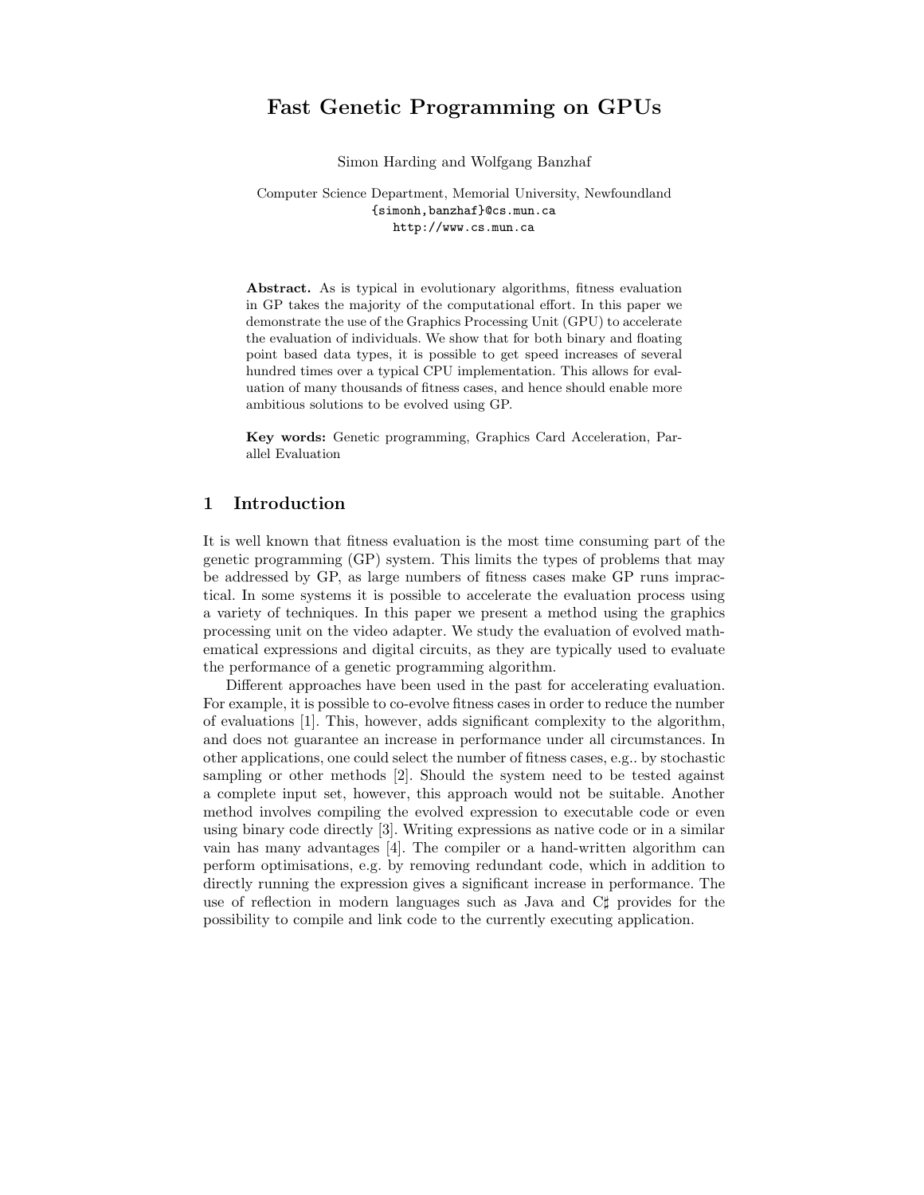# Fast Genetic Programming on GPUs

Simon Harding and Wolfgang Banzhaf

Computer Science Department, Memorial University, Newfoundland
{simonh,banzhaf}@cs.mun.ca
http://www.cs.mun.ca

**Abstract.** As is typical in evolutionary algorithms, fitness evaluation in GP takes the majority of the computational effort. In this paper we demonstrate the use of the Graphics Processing Unit (GPU) to accelerate the evaluation of individuals. We show that for both binary and floating point based data types, it is possible to get speed increases of several hundred times over a typical CPU implementation. This allows for evaluation of many thousands of fitness cases, and hence should enable more ambitious solutions to be evolved using GP.

**Key words:** Genetic programming, Graphics Card Acceleration, Parallel Evaluation

## 1 Introduction

It is well known that fitness evaluation is the most time consuming part of the genetic programming (GP) system. This limits the types of problems that may be addressed by GP, as large numbers of fitness cases make GP runs impractical. In some systems it is possible to accelerate the evaluation process using a variety of techniques. In this paper we present a method using the graphics processing unit on the video adapter. We study the evaluation of evolved mathematical expressions and digital circuits, as they are typically used to evaluate the performance of a genetic programming algorithm.

Different approaches have been used in the past for accelerating evaluation. For example, it is possible to co-evolve fitness cases in order to reduce the number of evaluations [1]. This, however, adds significant complexity to the algorithm, and does not guarantee an increase in performance under all circumstances. In other applications, one could select the number of fitness cases, e.g.. by stochastic sampling or other methods [2]. Should the system need to be tested against a complete input set, however, this approach would not be suitable. Another method involves compiling the evolved expression to executable code or even using binary code directly [3]. Writing expressions as native code or in a similar vain has many advantages [4]. The compiler or a hand-written algorithm can perform optimisations, e.g. by removing redundant code, which in addition to directly running the expression gives a significant increase in performance. The use of reflection in modern languages such as Java and C♯ provides for the possibility to compile and link code to the currently executing application.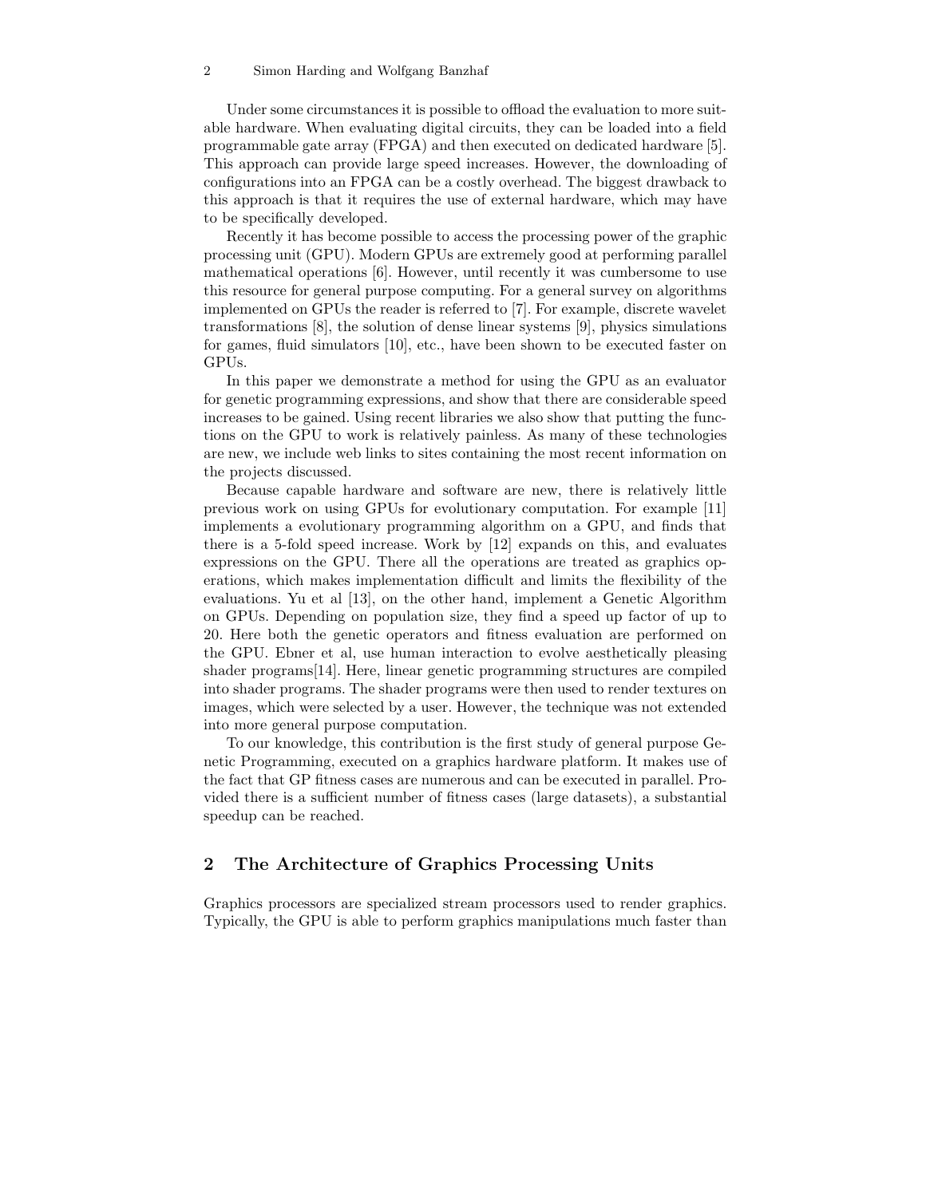Under some circumstances it is possible to offload the evaluation to more suitable hardware. When evaluating digital circuits, they can be loaded into a field programmable gate array (FPGA) and then executed on dedicated hardware [5]. This approach can provide large speed increases. However, the downloading of configurations into an FPGA can be a costly overhead. The biggest drawback to this approach is that it requires the use of external hardware, which may have to be specifically developed.

Recently it has become possible to access the processing power of the graphic processing unit (GPU). Modern GPUs are extremely good at performing parallel mathematical operations [6]. However, until recently it was cumbersome to use this resource for general purpose computing. For a general survey on algorithms implemented on GPUs the reader is referred to [7]. For example, discrete wavelet transformations [8], the solution of dense linear systems [9], physics simulations for games, fluid simulators [10], etc., have been shown to be executed faster on GPUs.

In this paper we demonstrate a method for using the GPU as an evaluator for genetic programming expressions, and show that there are considerable speed increases to be gained. Using recent libraries we also show that putting the functions on the GPU to work is relatively painless. As many of these technologies are new, we include web links to sites containing the most recent information on the projects discussed.

Because capable hardware and software are new, there is relatively little previous work on using GPUs for evolutionary computation. For example [11] implements a evolutionary programming algorithm on a GPU, and finds that there is a 5-fold speed increase. Work by [12] expands on this, and evaluates expressions on the GPU. There all the operations are treated as graphics operations, which makes implementation difficult and limits the flexibility of the evaluations. Yu et al [13], on the other hand, implement a Genetic Algorithm on GPUs. Depending on population size, they find a speed up factor of up to 20. Here both the genetic operators and fitness evaluation are performed on the GPU. Ebner et al, use human interaction to evolve aesthetically pleasing shader programs[14]. Here, linear genetic programming structures are compiled into shader programs. The shader programs were then used to render textures on images, which were selected by a user. However, the technique was not extended into more general purpose computation.

To our knowledge, this contribution is the first study of general purpose Genetic Programming, executed on a graphics hardware platform. It makes use of the fact that GP fitness cases are numerous and can be executed in parallel. Provided there is a sufficient number of fitness cases (large datasets), a substantial speedup can be reached.

## 2 The Architecture of Graphics Processing Units

Graphics processors are specialized stream processors used to render graphics. Typically, the GPU is able to perform graphics manipulations much faster than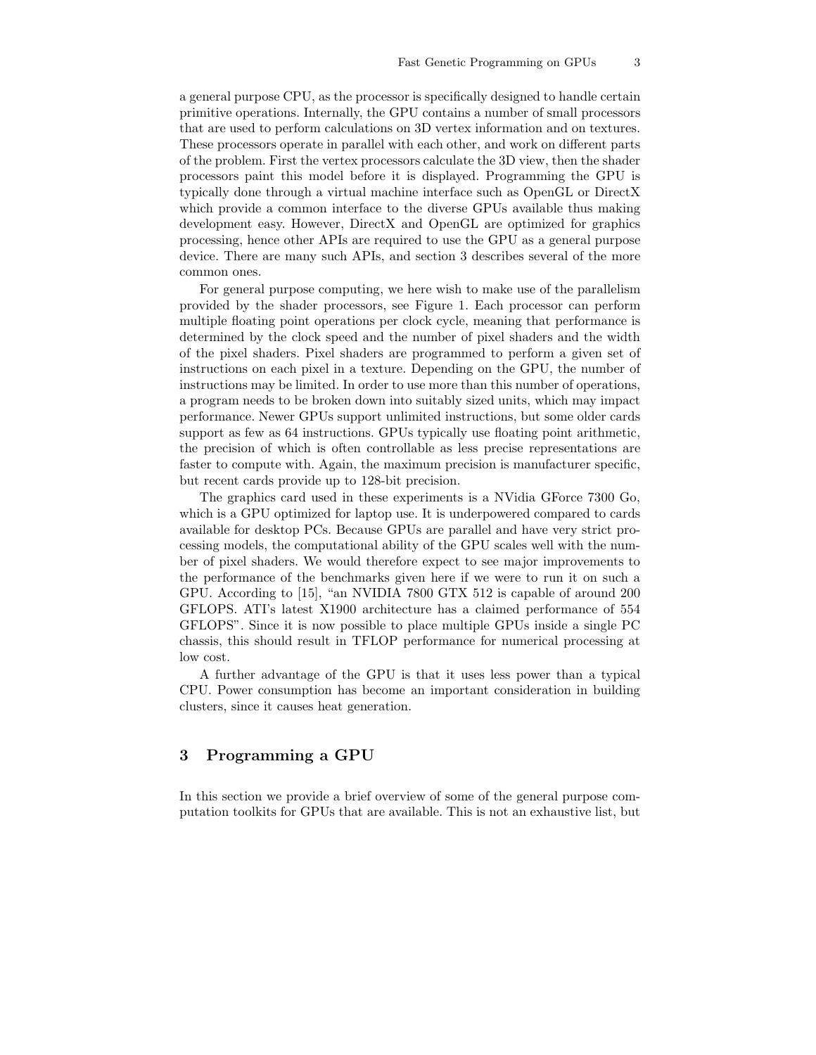a general purpose CPU, as the processor is specifically designed to handle certain primitive operations. Internally, the GPU contains a number of small processors that are used to perform calculations on 3D vertex information and on textures. These processors operate in parallel with each other, and work on different parts of the problem. First the vertex processors calculate the 3D view, then the shader processors paint this model before it is displayed. Programming the GPU is typically done through a virtual machine interface such as OpenGL or DirectX which provide a common interface to the diverse GPUs available thus making development easy. However, DirectX and OpenGL are optimized for graphics processing, hence other APIs are required to use the GPU as a general purpose device. There are many such APIs, and section 3 describes several of the more common ones.

For general purpose computing, we here wish to make use of the parallelism provided by the shader processors, see Figure 1. Each processor can perform multiple floating point operations per clock cycle, meaning that performance is determined by the clock speed and the number of pixel shaders and the width of the pixel shaders. Pixel shaders are programmed to perform a given set of instructions on each pixel in a texture. Depending on the GPU, the number of instructions may be limited. In order to use more than this number of operations, a program needs to be broken down into suitably sized units, which may impact performance. Newer GPUs support unlimited instructions, but some older cards support as few as 64 instructions. GPUs typically use floating point arithmetic, the precision of which is often controllable as less precise representations are faster to compute with. Again, the maximum precision is manufacturer specific, but recent cards provide up to 128-bit precision.

The graphics card used in these experiments is a NVidia GForce 7300 Go, which is a GPU optimized for laptop use. It is underpowered compared to cards available for desktop PCs. Because GPUs are parallel and have very strict processing models, the computational ability of the GPU scales well with the number of pixel shaders. We would therefore expect to see major improvements to the performance of the benchmarks given here if we were to run it on such a GPU. According to [15], "an NVIDIA 7800 GTX 512 is capable of around 200 GFLOPS. ATI's latest X1900 architecture has a claimed performance of 554 GFLOPS". Since it is now possible to place multiple GPUs inside a single PC chassis, this should result in TFLOP performance for numerical processing at low cost.

A further advantage of the GPU is that it uses less power than a typical CPU. Power consumption has become an important consideration in building clusters, since it causes heat generation.

## 3 Programming a GPU

In this section we provide a brief overview of some of the general purpose computation toolkits for GPUs that are available. This is not an exhaustive list, but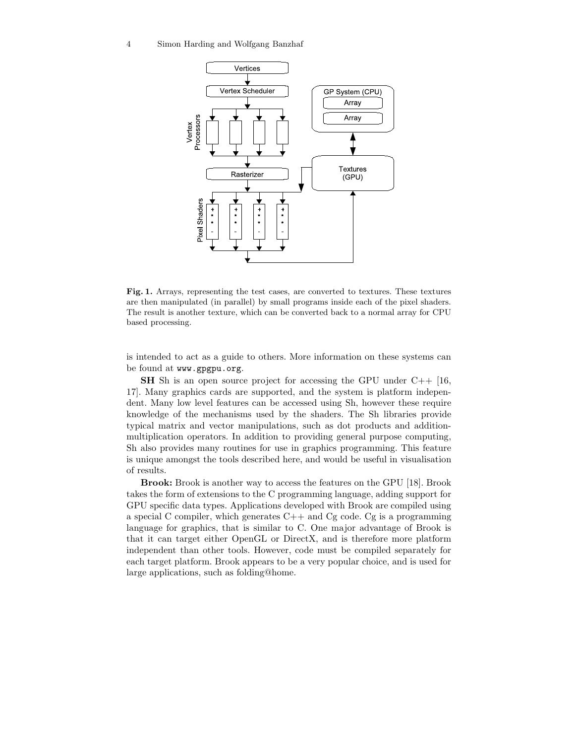**Fig. 1.** Arrays, representing the test cases, are converted to textures. These textures are then manipulated (in parallel) by small programs inside each of the pixel shaders. The result is another texture, which can be converted back to a normal array for CPU based processing.

is intended to act as a guide to others. More information on these systems can be found at www.gpgpu.org.

**SH** Sh is an open source project for accessing the GPU under C++ [16, 17]. Many graphics cards are supported, and the system is platform independent. Many low level features can be accessed using Sh, however these require knowledge of the mechanisms used by the shaders. The Sh libraries provide typical matrix and vector manipulations, such as dot products and addition-multiplication operators. In addition to providing general purpose computing, Sh also provides many routines for use in graphics programming. This feature is unique amongst the tools described here, and would be useful in visualisation of results.

**Brook:** Brook is another way to access the features on the GPU [18]. Brook takes the form of extensions to the C programming language, adding support for GPU specific data types. Applications developed with Brook are compiled using a special C compiler, which generates C++ and Cg code. Cg is a programming language for graphics, that is similar to C. One major advantage of Brook is that it can target either OpenGL or DirectX, and is therefore more platform independent than other tools. However, code must be compiled separately for each target platform. Brook appears to be a very popular choice, and is used for large applications, such as folding@home.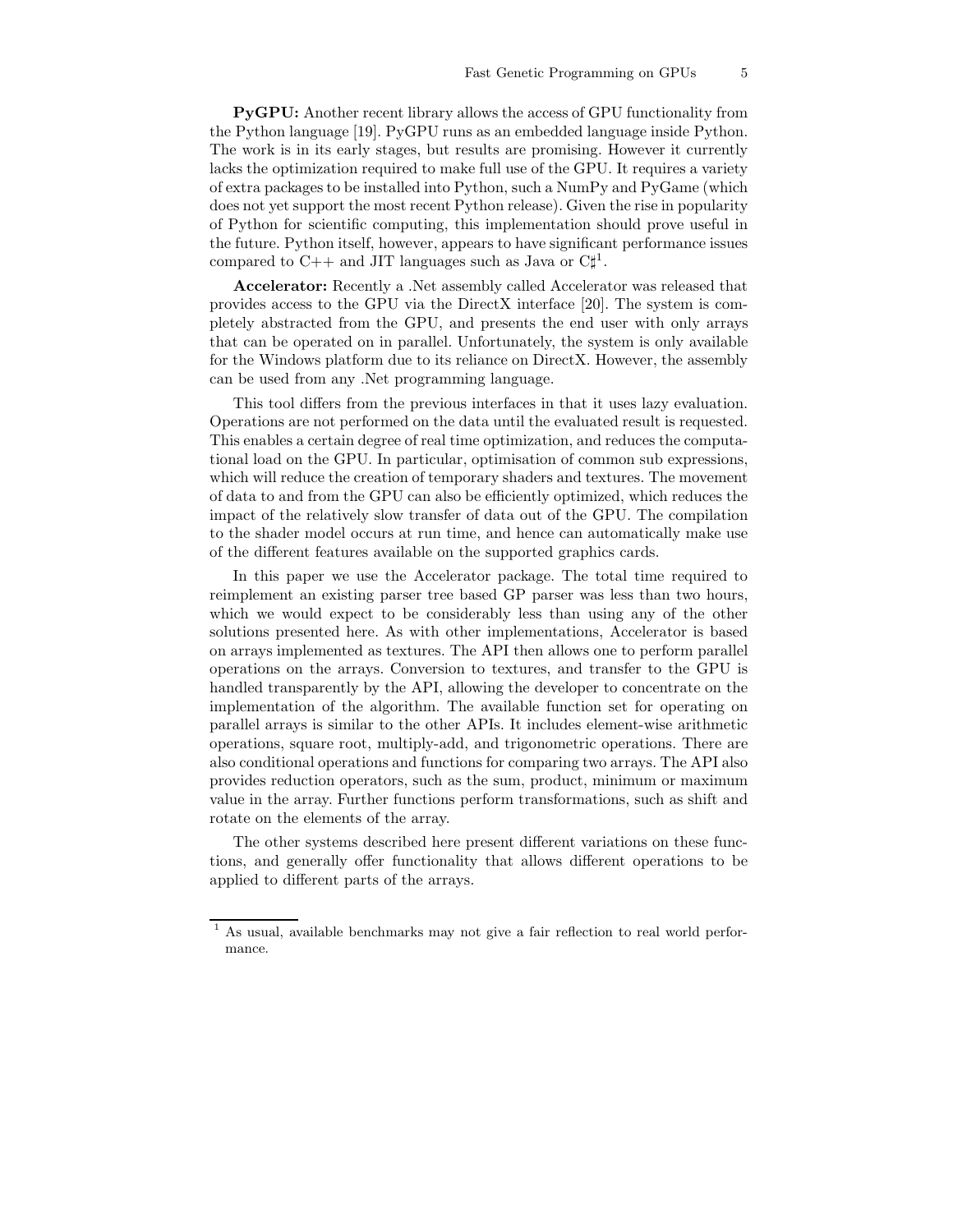**PyGPU:** Another recent library allows the access of GPU functionality from the Python language [19]. PyGPU runs as an embedded language inside Python. The work is in its early stages, but results are promising. However it currently lacks the optimization required to make full use of the GPU. It requires a variety of extra packages to be installed into Python, such a NumPy and PyGame (which does not yet support the most recent Python release). Given the rise in popularity of Python for scientific computing, this implementation should prove useful in the future. Python itself, however, appears to have significant performance issues compared to C++ and JIT languages such as Java or C♯[1].

**Accelerator:** Recently a .Net assembly called Accelerator was released that provides access to the GPU via the DirectX interface [20]. The system is completely abstracted from the GPU, and presents the end user with only arrays that can be operated on in parallel. Unfortunately, the system is only available for the Windows platform due to its reliance on DirectX. However, the assembly can be used from any .Net programming language.

This tool differs from the previous interfaces in that it uses lazy evaluation. Operations are not performed on the data until the evaluated result is requested. This enables a certain degree of real time optimization, and reduces the computational load on the GPU. In particular, optimisation of common sub expressions, which will reduce the creation of temporary shaders and textures. The movement of data to and from the GPU can also be efficiently optimized, which reduces the impact of the relatively slow transfer of data out of the GPU. The compilation to the shader model occurs at run time, and hence can automatically make use of the different features available on the supported graphics cards.

In this paper we use the Accelerator package. The total time required to reimplement an existing parser tree based GP parser was less than two hours, which we would expect to be considerably less than using any of the other solutions presented here. As with other implementations, Accelerator is based on arrays implemented as textures. The API then allows one to perform parallel operations on the arrays. Conversion to textures, and transfer to the GPU is handled transparently by the API, allowing the developer to concentrate on the implementation of the algorithm. The available function set for operating on parallel arrays is similar to the other APIs. It includes element-wise arithmetic operations, square root, multiply-add, and trigonometric operations. There are also conditional operations and functions for comparing two arrays. The API also provides reduction operators, such as the sum, product, minimum or maximum value in the array. Further functions perform transformations, such as shift and rotate on the elements of the array.

The other systems described here present different variations on these functions, and generally offer functionality that allows different operations to be applied to different parts of the arrays.

[1] As usual, available benchmarks may not give a fair reflection to real world performance.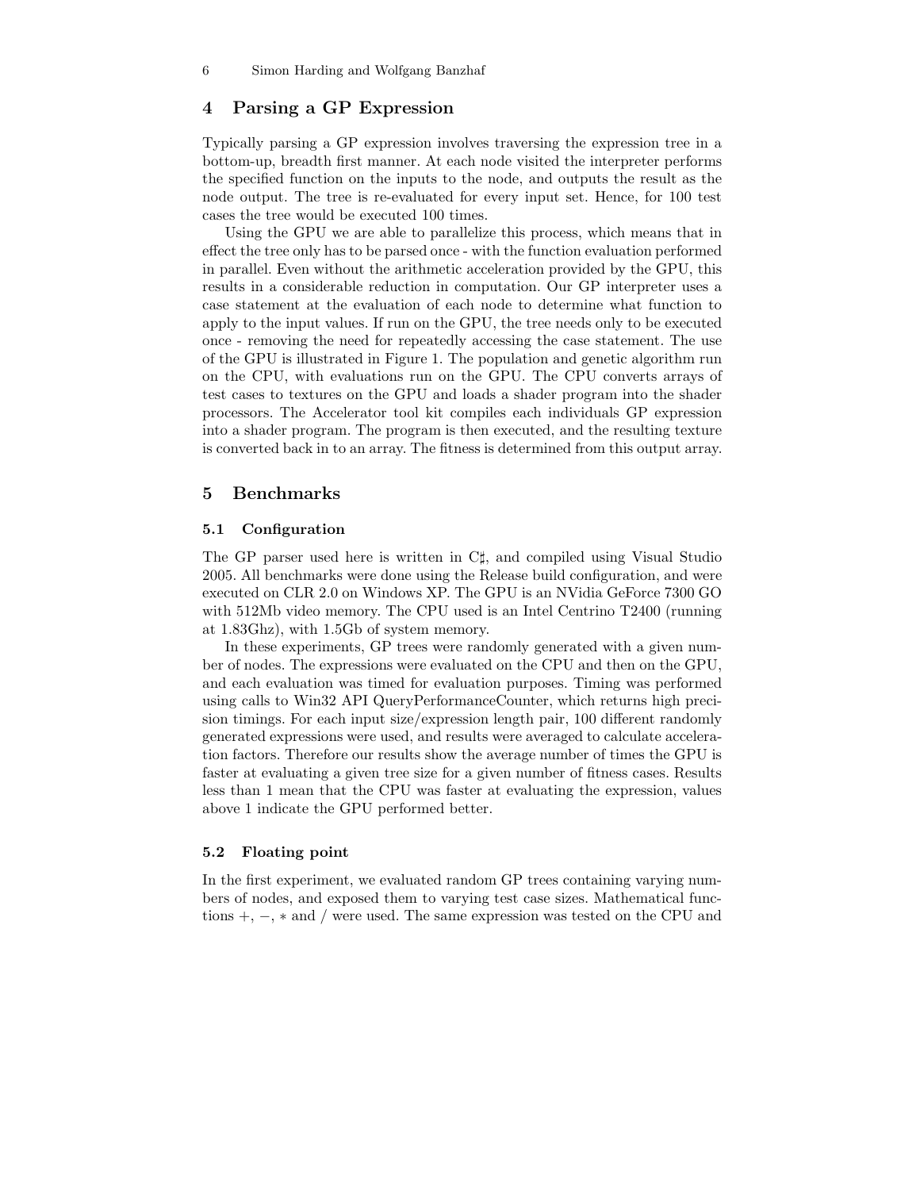## 4 Parsing a GP Expression

Typically parsing a GP expression involves traversing the expression tree in a bottom-up, breadth first manner. At each node visited the interpreter performs the specified function on the inputs to the node, and outputs the result as the node output. The tree is re-evaluated for every input set. Hence, for 100 test cases the tree would be executed 100 times.

Using the GPU we are able to parallelize this process, which means that in effect the tree only has to be parsed once - with the function evaluation performed in parallel. Even without the arithmetic acceleration provided by the GPU, this results in a considerable reduction in computation. Our GP interpreter uses a case statement at the evaluation of each node to determine what function to apply to the input values. If run on the GPU, the tree needs only to be executed once - removing the need for repeatedly accessing the case statement. The use of the GPU is illustrated in Figure 1. The population and genetic algorithm run on the CPU, with evaluations run on the GPU. The CPU converts arrays of test cases to textures on the GPU and loads a shader program into the shader processors. The Accelerator tool kit compiles each individuals GP expression into a shader program. The program is then executed, and the resulting texture is converted back in to an array. The fitness is determined from this output array.

## 5 Benchmarks

### 5.1 Configuration

The GP parser used here is written in C♯, and compiled using Visual Studio 2005. All benchmarks were done using the Release build configuration, and were executed on CLR 2.0 on Windows XP. The GPU is an NVidia GeForce 7300 GO with 512Mb video memory. The CPU used is an Intel Centrino T2400 (running at 1.83Ghz), with 1.5Gb of system memory.

In these experiments, GP trees were randomly generated with a given number of nodes. The expressions were evaluated on the CPU and then on the GPU, and each evaluation was timed for evaluation purposes. Timing was performed using calls to Win32 API QueryPerformanceCounter, which returns high precision timings. For each input size/expression length pair, 100 different randomly generated expressions were used, and results were averaged to calculate acceleration factors. Therefore our results show the average number of times the GPU is faster at evaluating a given tree size for a given number of fitness cases. Results less than 1 mean that the CPU was faster at evaluating the expression, values above 1 indicate the GPU performed better.

### 5.2 Floating point

In the first experiment, we evaluated random GP trees containing varying numbers of nodes, and exposed them to varying test case sizes. Mathematical functions $+$, $-$, $*$ and $/$ were used. The same expression was tested on the CPU and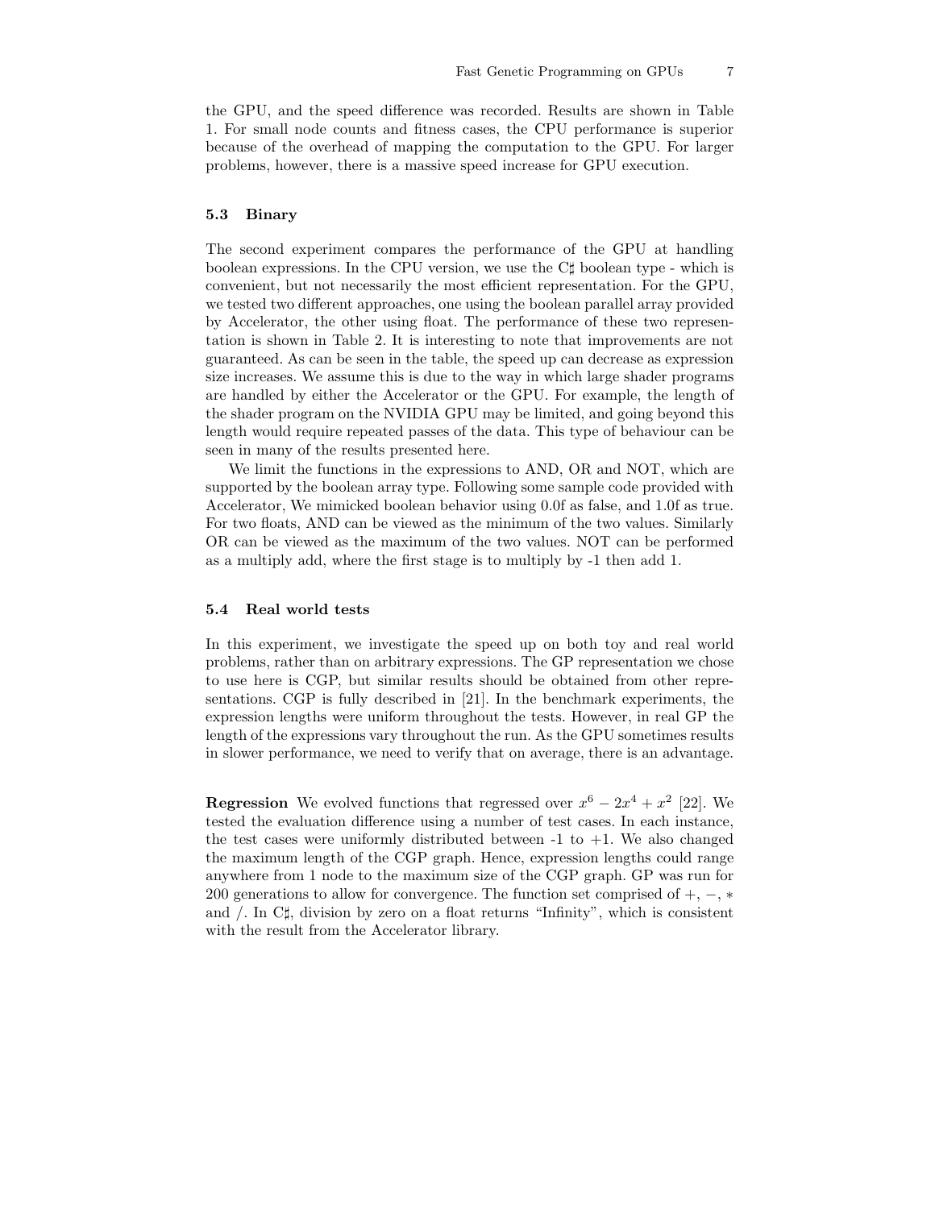the GPU, and the speed difference was recorded. Results are shown in Table 1. For small node counts and fitness cases, the CPU performance is superior because of the overhead of mapping the computation to the GPU. For larger problems, however, there is a massive speed increase for GPU execution.

### 5.3 Binary

The second experiment compares the performance of the GPU at handling boolean expressions. In the CPU version, we use the C♯ boolean type - which is convenient, but not necessarily the most efficient representation. For the GPU, we tested two different approaches, one using the boolean parallel array provided by Accelerator, the other using float. The performance of these two representation is shown in Table 2. It is interesting to note that improvements are not guaranteed. As can be seen in the table, the speed up can decrease as expression size increases. We assume this is due to the way in which large shader programs are handled by either the Accelerator or the GPU. For example, the length of the shader program on the NVIDIA GPU may be limited, and going beyond this length would require repeated passes of the data. This type of behaviour can be seen in many of the results presented here.

We limit the functions in the expressions to AND, OR and NOT, which are supported by the boolean array type. Following some sample code provided with Accelerator, We mimicked boolean behavior using 0.0f as false, and 1.0f as true. For two floats, AND can be viewed as the minimum of the two values. Similarly OR can be viewed as the maximum of the two values. NOT can be performed as a multiply add, where the first stage is to multiply by -1 then add 1.

### 5.4 Real world tests

In this experiment, we investigate the speed up on both toy and real world problems, rather than on arbitrary expressions. The GP representation we chose to use here is CGP, but similar results should be obtained from other representations. CGP is fully described in [21]. In the benchmark experiments, the expression lengths were uniform throughout the tests. However, in real GP the length of the expressions vary throughout the run. As the GPU sometimes results in slower performance, we need to verify that on average, there is an advantage.

**Regression** We evolved functions that regressed over $x^6 - 2x^4 + x^2$ [22]. We tested the evaluation difference using a number of test cases. In each instance, the test cases were uniformly distributed between -1 to +1. We also changed the maximum length of the CGP graph. Hence, expression lengths could range anywhere from 1 node to the maximum size of the CGP graph. GP was run for 200 generations to allow for convergence. The function set comprised of $+$, $-$, $*$ and $/$. In C♯, division by zero on a float returns "Infinity", which is consistent with the result from the Accelerator library.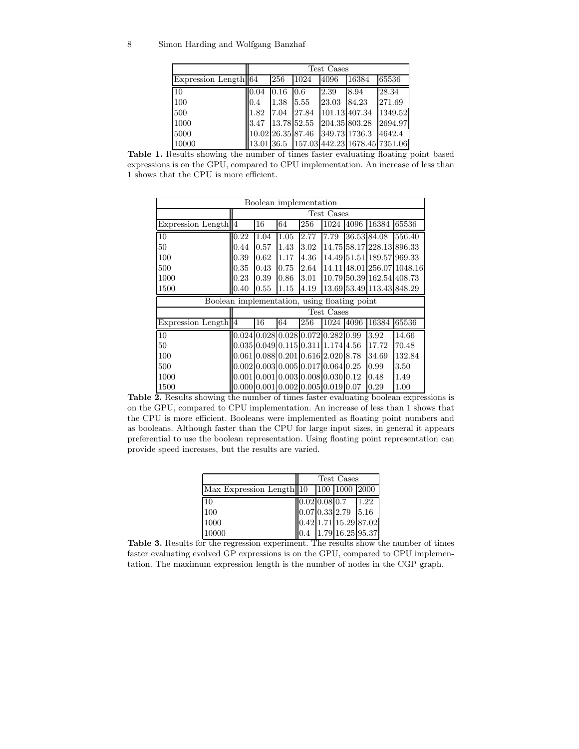| | Test Cases | | | | | |
|---|---|---|---|---|---|---|
| Expression Length | 64 | 256 | 1024 | 4096 | 16384 | 65536 |
| 10 | 0.04 | 0.16 | 0.6 | 2.39 | 8.94 | 28.34 |
| 100 | 0.4 | 1.38 | 5.55 | 23.03 | 84.23 | 271.69 |
| 500 | 1.82 | 7.04 | 27.84 | 101.13 | 407.34 | 1349.52 |
| 1000 | 3.47 | 13.78 | 52.55 | 204.35 | 803.28 | 2694.97 |
| 5000 | 10.02 | 26.35 | 87.46 | 349.73 | 1736.3 | 4642.4 |
| 10000 | 13.01 | 36.5 | 157.03 | 442.23 | 1678.45 | 7351.06 |

**Table 1.** Results showing the number of times faster evaluating floating point based expressions is on the GPU, compared to CPU implementation. An increase of less than 1 shows that the CPU is more efficient.

| Boolean implementation | | | | | | | | |
|---|---|---|---|---|---|---|---|---|
| | Test Cases | | | | | | | |
| Expression Length | 4 | 16 | 64 | 256 | 1024 | 4096 | 16384 | 65536 |
| 10 | 0.22 | 1.04 | 1.05 | 2.77 | 7.79 | 36.53 | 84.08 | 556.40 |
| 50 | 0.44 | 0.57 | 1.43 | 3.02 | 14.75 | 58.17 | 228.13 | 896.33 |
| 100 | 0.39 | 0.62 | 1.17 | 4.36 | 14.49 | 51.51 | 189.57 | 969.33 |
| 500 | 0.35 | 0.43 | 0.75 | 2.64 | 14.11 | 48.01 | 256.07 | 1048.16 |
| 1000 | 0.23 | 0.39 | 0.86 | 3.01 | 10.79 | 50.39 | 162.54 | 408.73 |
| 1500 | 0.40 | 0.55 | 1.15 | 4.19 | 13.69 | 53.49 | 113.43 | 848.29 |
| Boolean implementation, using floating point | | | | | | | | |
| | Test Cases | | | | | | | |
| Expression Length | 4 | 16 | 64 | 256 | 1024 | 4096 | 16384 | 65536 |
| 10 | 0.024 | 0.028 | 0.028 | 0.072 | 0.282 | 0.99 | 3.92 | 14.66 |
| 50 | 0.035 | 0.049 | 0.115 | 0.311 | 1.174 | 4.56 | 17.72 | 70.48 |
| 100 | 0.061 | 0.088 | 0.201 | 0.616 | 2.020 | 8.78 | 34.69 | 132.84 |
| 500 | 0.002 | 0.003 | 0.005 | 0.017 | 0.064 | 0.25 | 0.99 | 3.50 |
| 1000 | 0.001 | 0.001 | 0.003 | 0.008 | 0.030 | 0.12 | 0.48 | 1.49 |
| 1500 | 0.000 | 0.001 | 0.002 | 0.005 | 0.019 | 0.07 | 0.29 | 1.00 |

**Table 2.** Results showing the number of times faster evaluating boolean expressions is on the GPU, compared to CPU implementation. An increase of less than 1 shows that the CPU is more efficient. Booleans were implemented as floating point numbers and as booleans. Although faster than the CPU for large input sizes, in general it appears preferential to use the boolean representation. Using floating point representation can provide speed increases, but the results are varied.

| | Test Cases | | | |
|---|---|---|---|---|
| Max Expression Length | 10 | 100 | 1000 | 2000 |
| 10 | 0.02 | 0.08 | 0.7 | 1.22 |
| 100 | 0.07 | 0.33 | 2.79 | 5.16 |
| 1000 | 0.42 | 1.71 | 15.29 | 87.02 |
| 10000 | 0.4 | 1.79 | 16.25 | 95.37 |

**Table 3.** Results for the regression experiment. The results show the number of times faster evaluating evolved GP expressions is on the GPU, compared to CPU implementation. The maximum expression length is the number of nodes in the CGP graph.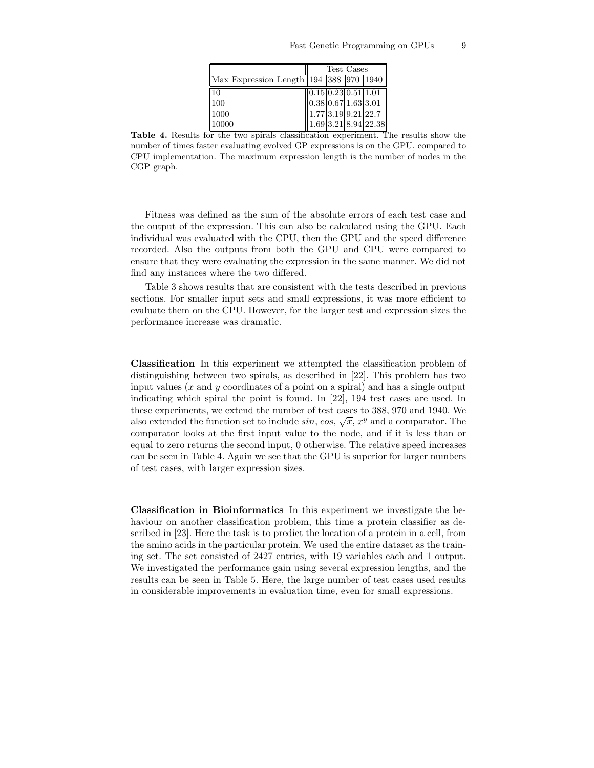| | Test Cases | | | |
|---|---|---|---|---|
| Max Expression Length | 194 | 388 | 970 | 1940 |
| 10 | 0.15 | 0.23 | 0.51 | 1.01 |
| 100 | 0.38 | 0.67 | 1.63 | 3.01 |
| 1000 | 1.77 | 3.19 | 9.21 | 22.7 |
| 10000 | 1.69 | 3.21 | 8.94 | 22.38 |

**Table 4.** Results for the two spirals classification experiment. The results show the number of times faster evaluating evolved GP expressions is on the GPU, compared to CPU implementation. The maximum expression length is the number of nodes in the CGP graph.

Fitness was defined as the sum of the absolute errors of each test case and the output of the expression. This can also be calculated using the GPU. Each individual was evaluated with the CPU, then the GPU and the speed difference recorded. Also the outputs from both the GPU and CPU were compared to ensure that they were evaluating the expression in the same manner. We did not find any instances where the two differed.

Table 3 shows results that are consistent with the tests described in previous sections. For smaller input sets and small expressions, it was more efficient to evaluate them on the CPU. However, for the larger test and expression sizes the performance increase was dramatic.

**Classification** In this experiment we attempted the classification problem of distinguishing between two spirals, as described in [22]. This problem has two input values ($x$ and $y$ coordinates of a point on a spiral) and has a single output indicating which spiral the point is found. In [22], 194 test cases are used. In these experiments, we extend the number of test cases to 388, 970 and 1940. We also extended the function set to include $sin$, $cos$, $\sqrt{x}$, $x^y$ and a comparator. The comparator looks at the first input value to the node, and if it is less than or equal to zero returns the second input, 0 otherwise. The relative speed increases can be seen in Table 4. Again we see that the GPU is superior for larger numbers of test cases, with larger expression sizes.

**Classification in Bioinformatics** In this experiment we investigate the behaviour on another classification problem, this time a protein classifier as described in [23]. Here the task is to predict the location of a protein in a cell, from the amino acids in the particular protein. We used the entire dataset as the training set. The set consisted of 2427 entries, with 19 variables each and 1 output. We investigated the performance gain using several expression lengths, and the results can be seen in Table 5. Here, the large number of test cases used results in considerable improvements in evaluation time, even for small expressions.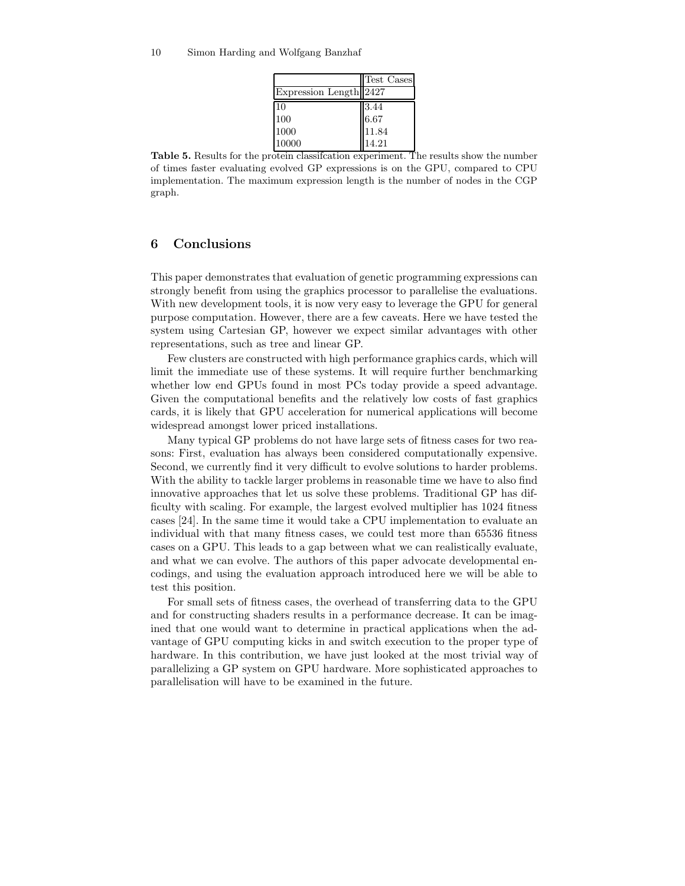| | Test Cases |
|---|---|
| Expression Length | 2427 |
| 10 | 3.44 |
| 100 | 6.67 |
| 1000 | 11.84 |
| 10000 | 14.21 |

**Table 5.** Results for the protein classifcation experiment. The results show the number of times faster evaluating evolved GP expressions is on the GPU, compared to CPU implementation. The maximum expression length is the number of nodes in the CGP graph.

## 6 Conclusions

This paper demonstrates that evaluation of genetic programming expressions can strongly benefit from using the graphics processor to parallelise the evaluations. With new development tools, it is now very easy to leverage the GPU for general purpose computation. However, there are a few caveats. Here we have tested the system using Cartesian GP, however we expect similar advantages with other representations, such as tree and linear GP.

Few clusters are constructed with high performance graphics cards, which will limit the immediate use of these systems. It will require further benchmarking whether low end GPUs found in most PCs today provide a speed advantage. Given the computational benefits and the relatively low costs of fast graphics cards, it is likely that GPU acceleration for numerical applications will become widespread amongst lower priced installations.

Many typical GP problems do not have large sets of fitness cases for two reasons: First, evaluation has always been considered computationally expensive. Second, we currently find it very difficult to evolve solutions to harder problems. With the ability to tackle larger problems in reasonable time we have to also find innovative approaches that let us solve these problems. Traditional GP has difficulty with scaling. For example, the largest evolved multiplier has 1024 fitness cases [24]. In the same time it would take a CPU implementation to evaluate an individual with that many fitness cases, we could test more than 65536 fitness cases on a GPU. This leads to a gap between what we can realistically evaluate, and what we can evolve. The authors of this paper advocate developmental encodings, and using the evaluation approach introduced here we will be able to test this position.

For small sets of fitness cases, the overhead of transferring data to the GPU and for constructing shaders results in a performance decrease. It can be imagined that one would want to determine in practical applications when the advantage of GPU computing kicks in and switch execution to the proper type of hardware. In this contribution, we have just looked at the most trivial way of parallelizing a GP system on GPU hardware. More sophisticated approaches to parallelisation will have to be examined in the future.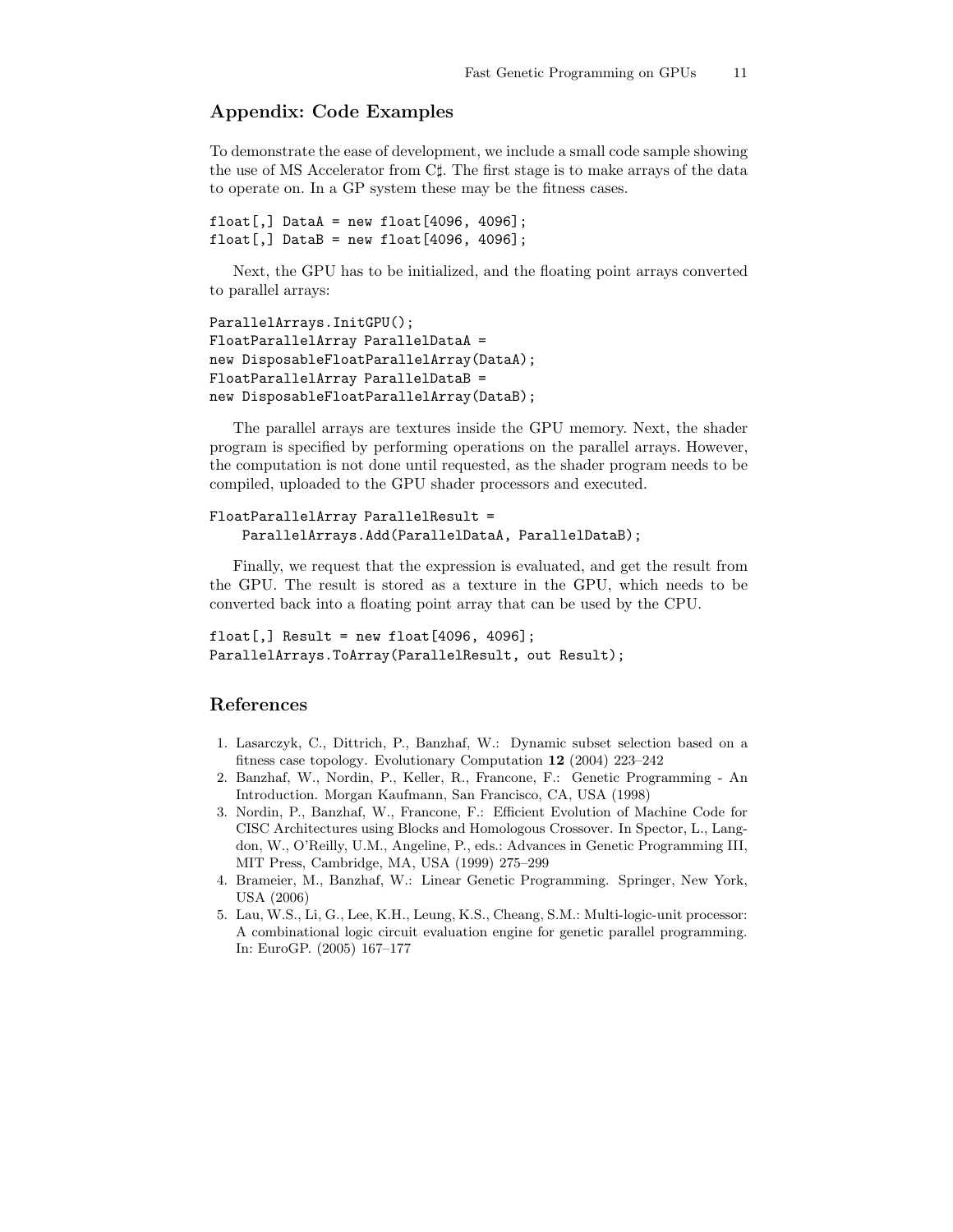## Appendix: Code Examples

To demonstrate the ease of development, we include a small code sample showing the use of MS Accelerator from C♯. The first stage is to make arrays of the data to operate on. In a GP system these may be the fitness cases.

```
float[,] DataA = new float[4096, 4096];
float[,] DataB = new float[4096, 4096];
```

Next, the GPU has to be initialized, and the floating point arrays converted to parallel arrays:

```
ParallelArrays.InitGPU();
FloatParallelArray ParallelDataA =
new DisposableFloatParallelArray(DataA);
FloatParallelArray ParallelDataB =
new DisposableFloatParallelArray(DataB);
```

The parallel arrays are textures inside the GPU memory. Next, the shader program is specified by performing operations on the parallel arrays. However, the computation is not done until requested, as the shader program needs to be compiled, uploaded to the GPU shader processors and executed.

```
FloatParallelArray ParallelResult =
    ParallelArrays.Add(ParallelDataA, ParallelDataB);
```

Finally, we request that the expression is evaluated, and get the result from the GPU. The result is stored as a texture in the GPU, which needs to be converted back into a floating point array that can be used by the CPU.

```
float[,] Result = new float[4096, 4096];
ParallelArrays.ToArray(ParallelResult, out Result);
```

## References

1. Lasarczyk, C., Dittrich, P., Banzhaf, W.: Dynamic subset selection based on a fitness case topology. Evolutionary Computation **12** (2004) 223–242
2. Banzhaf, W., Nordin, P., Keller, R., Francone, F.: Genetic Programming - An Introduction. Morgan Kaufmann, San Francisco, CA, USA (1998)
3. Nordin, P., Banzhaf, W., Francone, F.: Efficient Evolution of Machine Code for CISC Architectures using Blocks and Homologous Crossover. In Spector, L., Langdon, W., O'Reilly, U.M., Angeline, P., eds.: Advances in Genetic Programming III, MIT Press, Cambridge, MA, USA (1999) 275–299
4. Brameier, M., Banzhaf, W.: Linear Genetic Programming. Springer, New York, USA (2006)
5. Lau, W.S., Li, G., Lee, K.H., Leung, K.S., Cheang, S.M.: Multi-logic-unit processor: A combinational logic circuit evaluation engine for genetic parallel programming. In: EuroGP. (2005) 167–177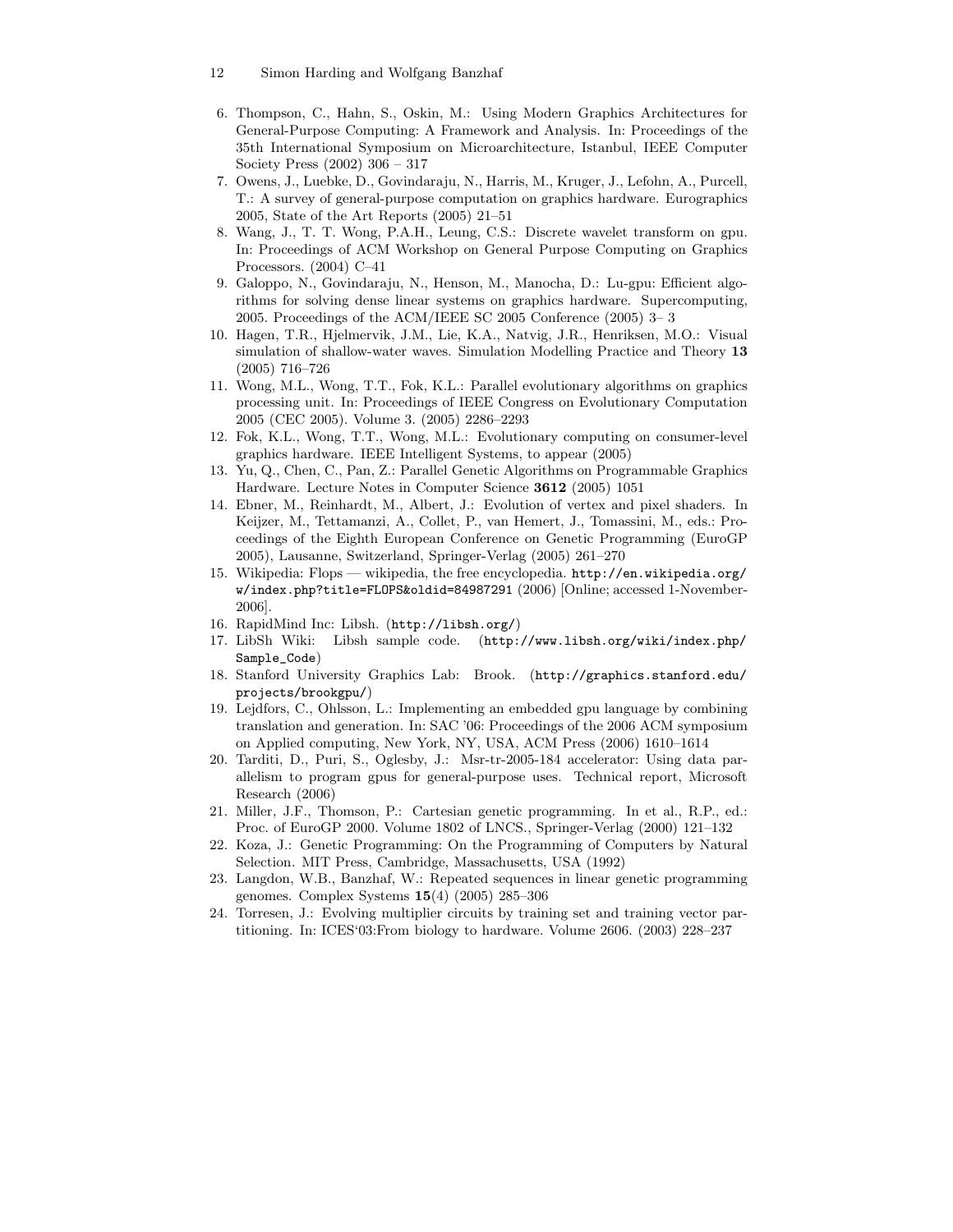6. Thompson, C., Hahn, S., Oskin, M.: Using Modern Graphics Architectures for General-Purpose Computing: A Framework and Analysis. In: Proceedings of the 35th International Symposium on Microarchitecture, Istanbul, IEEE Computer Society Press (2002) 306 – 317
7. Owens, J., Luebke, D., Govindaraju, N., Harris, M., Kruger, J., Lefohn, A., Purcell, T.: A survey of general-purpose computation on graphics hardware. Eurographics 2005, State of the Art Reports (2005) 21–51
8. Wang, J., T. T. Wong, P.A.H., Leung, C.S.: Discrete wavelet transform on gpu. In: Proceedings of ACM Workshop on General Purpose Computing on Graphics Processors. (2004) C–41
9. Galoppo, N., Govindaraju, N., Henson, M., Manocha, D.: Lu-gpu: Efficient algorithms for solving dense linear systems on graphics hardware. Supercomputing, 2005. Proceedings of the ACM/IEEE SC 2005 Conference (2005) 3– 3
10. Hagen, T.R., Hjelmervik, J.M., Lie, K.A., Natvig, J.R., Henriksen, M.O.: Visual simulation of shallow-water waves. Simulation Modelling Practice and Theory **13** (2005) 716–726
11. Wong, M.L., Wong, T.T., Fok, K.L.: Parallel evolutionary algorithms on graphics processing unit. In: Proceedings of IEEE Congress on Evolutionary Computation 2005 (CEC 2005). Volume 3. (2005) 2286–2293
12. Fok, K.L., Wong, T.T., Wong, M.L.: Evolutionary computing on consumer-level graphics hardware. IEEE Intelligent Systems, to appear (2005)
13. Yu, Q., Chen, C., Pan, Z.: Parallel Genetic Algorithms on Programmable Graphics Hardware. Lecture Notes in Computer Science **3612** (2005) 1051
14. Ebner, M., Reinhardt, M., Albert, J.: Evolution of vertex and pixel shaders. In Keijzer, M., Tettamanzi, A., Collet, P., van Hemert, J., Tomassini, M., eds.: Proceedings of the Eighth European Conference on Genetic Programming (EuroGP 2005), Lausanne, Switzerland, Springer-Verlag (2005) 261–270
15. Wikipedia: Flops — wikipedia, the free encyclopedia. `http://en.wikipedia.org/w/index.php?title=FLOPS&oldid=84987291` (2006) [Online; accessed 1-November-2006].
16. RapidMind Inc: Libsh. (`http://libsh.org/`)
17. LibSh Wiki: Libsh sample code. (`http://www.libsh.org/wiki/index.php/Sample_Code`)
18. Stanford University Graphics Lab: Brook. (`http://graphics.stanford.edu/projects/brookgpu/`)
19. Lejdfors, C., Ohlsson, L.: Implementing an embedded gpu language by combining translation and generation. In: SAC '06: Proceedings of the 2006 ACM symposium on Applied computing, New York, NY, USA, ACM Press (2006) 1610–1614
20. Tarditi, D., Puri, S., Oglesby, J.: Msr-tr-2005-184 accelerator: Using data parallelism to program gpus for general-purpose uses. Technical report, Microsoft Research (2006)
21. Miller, J.F., Thomson, P.: Cartesian genetic programming. In et al., R.P., ed.: Proc. of EuroGP 2000. Volume 1802 of LNCS., Springer-Verlag (2000) 121–132
22. Koza, J.: Genetic Programming: On the Programming of Computers by Natural Selection. MIT Press, Cambridge, Massachusetts, USA (1992)
23. Langdon, W.B., Banzhaf, W.: Repeated sequences in linear genetic programming genomes. Complex Systems **15**(4) (2005) 285–306
24. Torresen, J.: Evolving multiplier circuits by training set and training vector partitioning. In: ICES'03:From biology to hardware. Volume 2606. (2003) 228–237